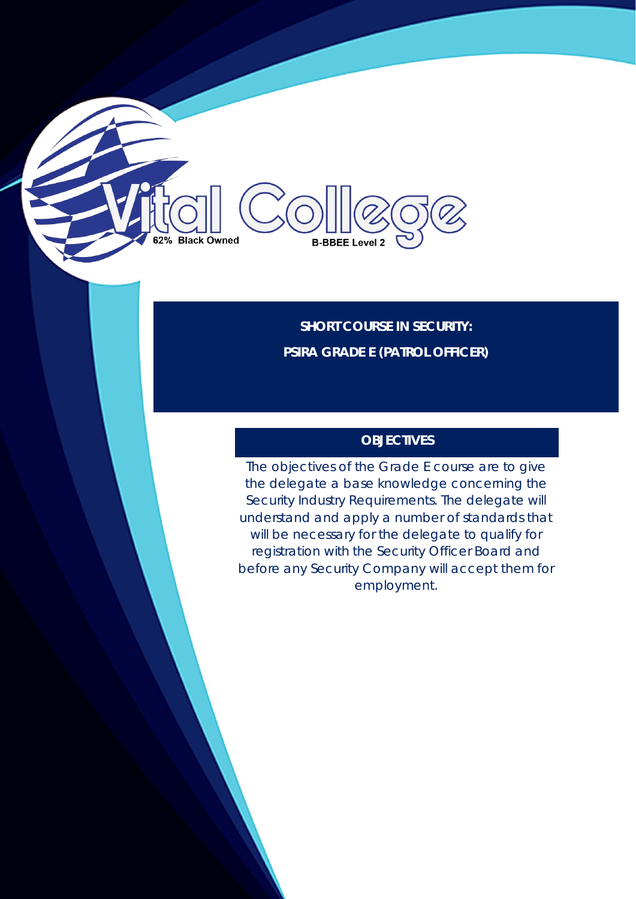Vital College

62% Black Owned

B-BBEE Level 2

# SHORT COURSE IN SECURITY:

# PSIRA GRADE E (PATROL OFFICER)

## OBJECTIVES

The objectives of the Grade E course are to give the delegate a base knowledge concerning the Security Industry Requirements. The delegate will understand and apply a number of standards that will be necessary for the delegate to qualify for registration with the Security Officer Board and before any Security Company will accept them for employment.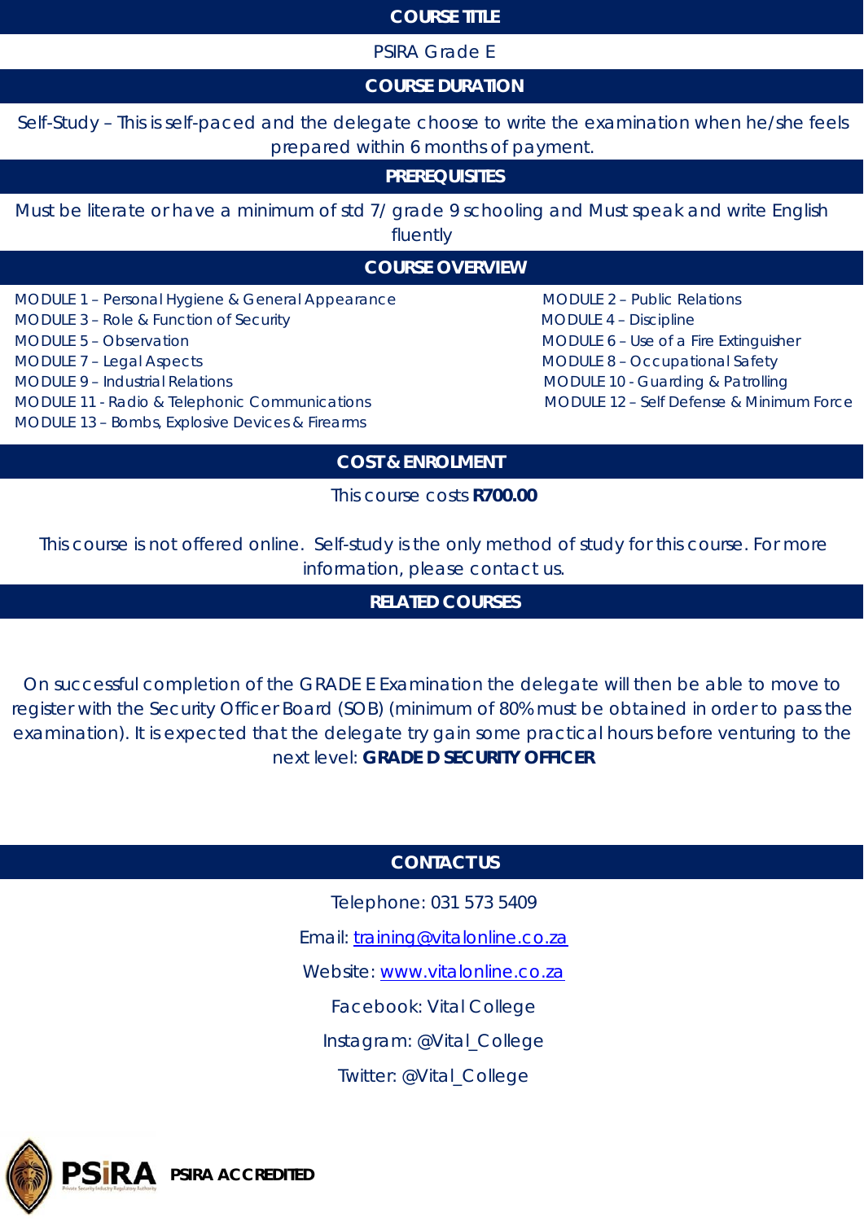## COURSE TITLE

PSIRA Grade E

## COURSE DURATION

Self-Study – This is self-paced and the delegate choose to write the examination when he/she feels prepared within 6 months of payment.

## PREREQUISITES

Must be literate or have a minimum of std 7/ grade 9 schooling and Must speak and write English fluently

## COURSE OVERVIEW

- MODULE 1 – Personal Hygiene & General Appearance
- MODULE 2 – Public Relations
- MODULE 3 – Role & Function of Security
- MODULE 4 – Discipline
- MODULE 5 – Observation
- MODULE 6 – Use of a Fire Extinguisher
- MODULE 7 – Legal Aspects
- MODULE 8 – Occupational Safety
- MODULE 9 – Industrial Relations
- MODULE 10 - Guarding & Patrolling
- MODULE 11 - Radio & Telephonic Communications
- MODULE 12 – Self Defense & Minimum Force
- MODULE 13 – Bombs, Explosive Devices & Firearms

## COST & ENROLMENT

This course costs **R700.00**

This course is not offered online. Self-study is the only method of study for this course. For more information, please contact us.

## RELATED COURSES

On successful completion of the GRADE E Examination the delegate will then be able to move to register with the Security Officer Board (SOB) (minimum of 80% must be obtained in order to pass the examination). It is expected that the delegate try gain some practical hours before venturing to the next level: **GRADE D SECURITY OFFICER**

## CONTACT US

Telephone: 031 573 5409

Email: training@vitalonline.co.za

Website: www.vitalonline.co.za

Facebook: Vital College

Instagram: @Vital_College

Twitter: @Vital_College

PSIRA Private Security Industry Regulatory Authority **PSIRA ACCREDITED**